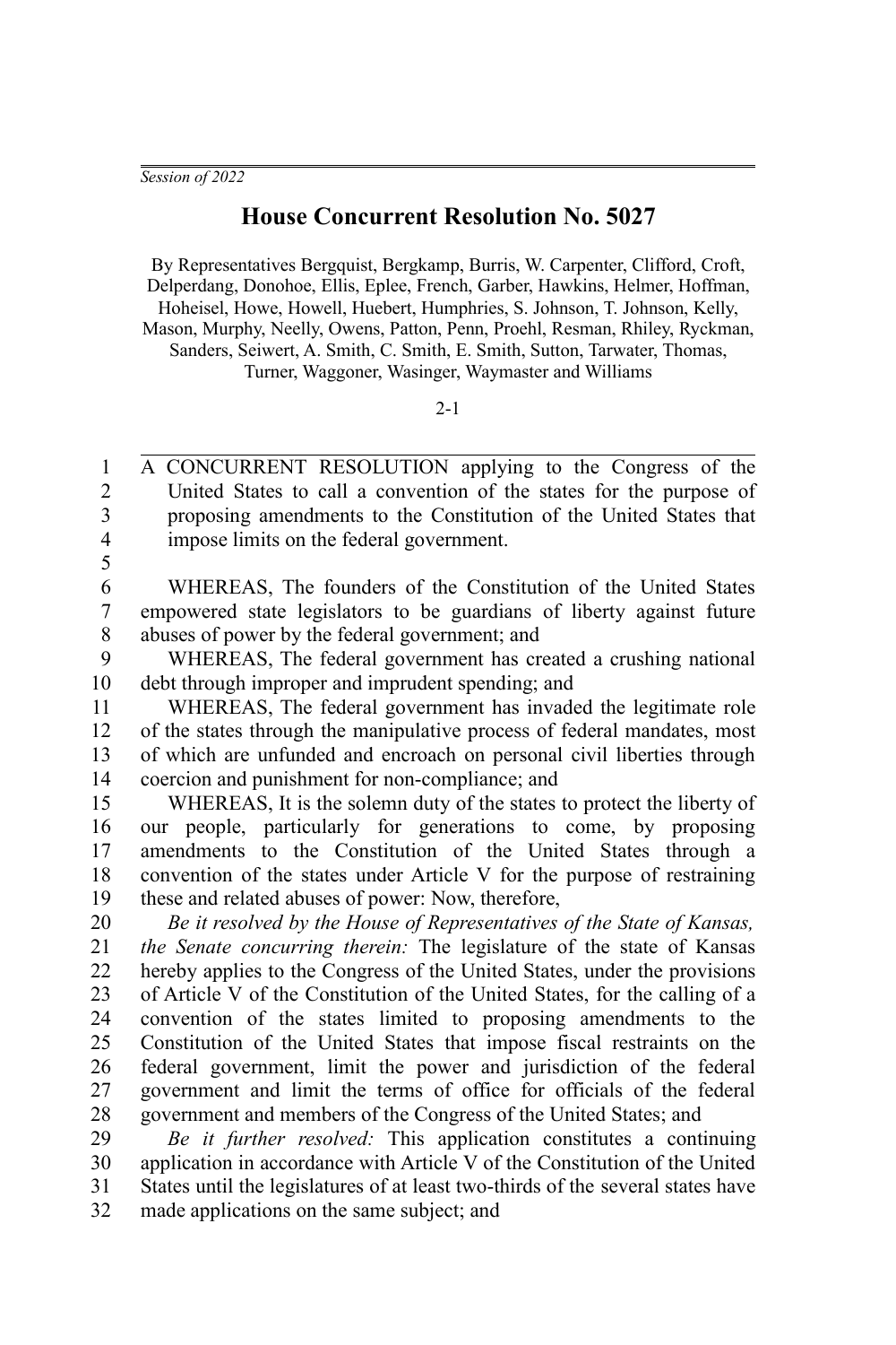*Session of 2022*

# House Concurrent Resolution No. 5027

By Representatives Bergquist, Bergkamp, Burris, W. Carpenter, Clifford, Croft, Delperdang, Donohoe, Ellis, Eplee, French, Garber, Hawkins, Helmer, Hoffman, Hoheisel, Howe, Howell, Huebert, Humphries, S. Johnson, T. Johnson, Kelly, Mason, Murphy, Neelly, Owens, Patton, Penn, Proehl, Resman, Rhiley, Ryckman, Sanders, Seiwert, A. Smith, C. Smith, E. Smith, Sutton, Tarwater, Thomas, Turner, Waggoner, Wasinger, Waymaster and Williams

2-1

A CONCURRENT RESOLUTION applying to the Congress of the United States to call a convention of the states for the purpose of proposing amendments to the Constitution of the United States that impose limits on the federal government.

WHEREAS, The founders of the Constitution of the United States empowered state legislators to be guardians of liberty against future abuses of power by the federal government; and

WHEREAS, The federal government has created a crushing national debt through improper and imprudent spending; and

WHEREAS, The federal government has invaded the legitimate role of the states through the manipulative process of federal mandates, most of which are unfunded and encroach on personal civil liberties through coercion and punishment for non-compliance; and

WHEREAS, It is the solemn duty of the states to protect the liberty of our people, particularly for generations to come, by proposing amendments to the Constitution of the United States through a convention of the states under Article V for the purpose of restraining these and related abuses of power: Now, therefore,

*Be it resolved by the House of Representatives of the State of Kansas, the Senate concurring therein:* The legislature of the state of Kansas hereby applies to the Congress of the United States, under the provisions of Article V of the Constitution of the United States, for the calling of a convention of the states limited to proposing amendments to the Constitution of the United States that impose fiscal restraints on the federal government, limit the power and jurisdiction of the federal government and limit the terms of office for officials of the federal government and members of the Congress of the United States; and

*Be it further resolved:* This application constitutes a continuing application in accordance with Article V of the Constitution of the United States until the legislatures of at least two-thirds of the several states have made applications on the same subject; and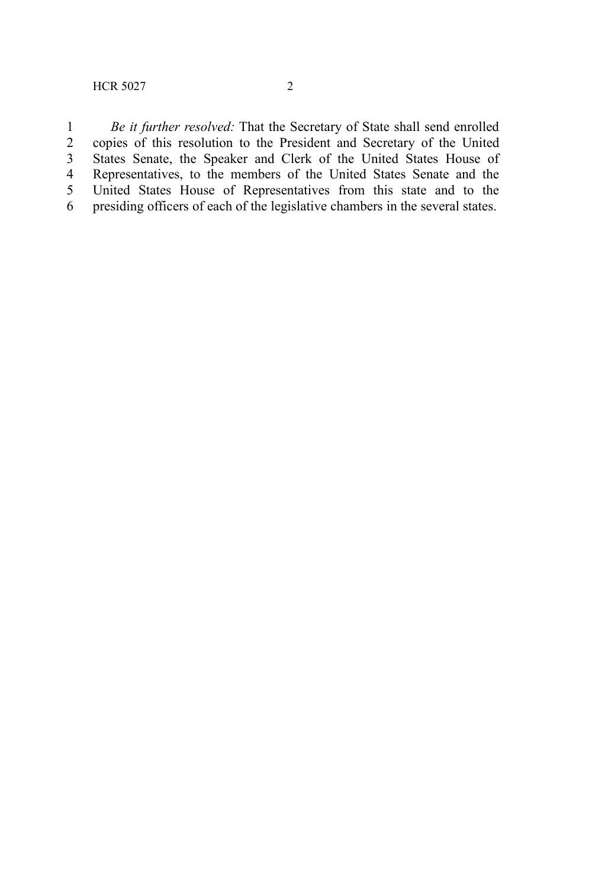*Be it further resolved:* That the Secretary of State shall send enrolled copies of this resolution to the President and Secretary of the United States Senate, the Speaker and Clerk of the United States House of Representatives, to the members of the United States Senate and the United States House of Representatives from this state and to the presiding officers of each of the legislative chambers in the several states.